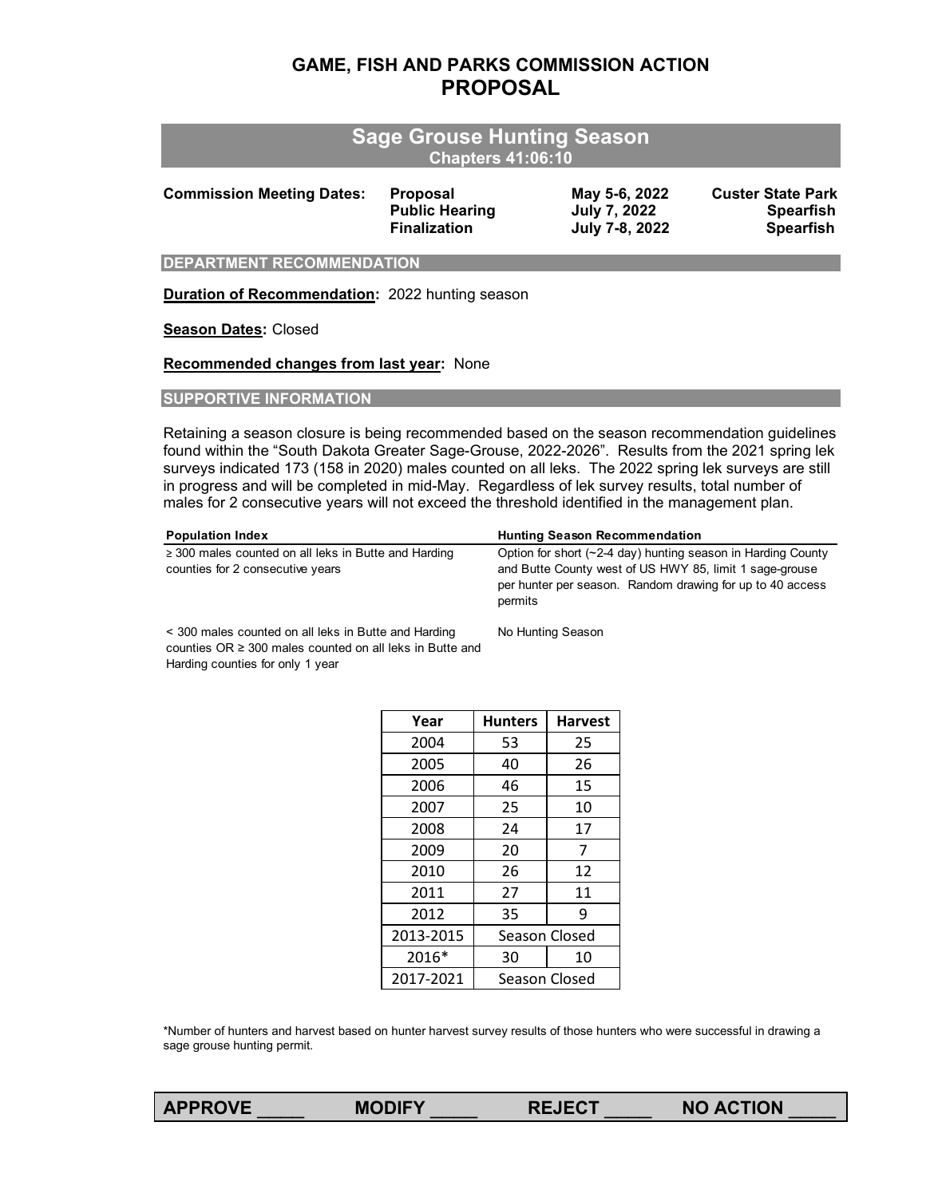# GAME, FISH AND PARKS COMMISSION ACTION
# PROPOSAL

## Sage Grouse Hunting Season
**Chapters 41:06:10**

| **Commission Meeting Dates:** | **Proposal** | **May 5-6, 2022** | **Custer State Park** |
|---|---|---|---|
| | **Public Hearing** | **July 7, 2022** | **Spearfish** |
| | **Finalization** | **July 7-8, 2022** | **Spearfish** |

### DEPARTMENT RECOMMENDATION

**Duration of Recommendation:** 2022 hunting season

**Season Dates:** Closed

**Recommended changes from last year:** None

### SUPPORTIVE INFORMATION

Retaining a season closure is being recommended based on the season recommendation guidelines found within the "South Dakota Greater Sage-Grouse, 2022-2026". Results from the 2021 spring lek surveys indicated 173 (158 in 2020) males counted on all leks. The 2022 spring lek surveys are still in progress and will be completed in mid-May. Regardless of lek survey results, total number of males for 2 consecutive years will not exceed the threshold identified in the management plan.

| Population Index | Hunting Season Recommendation |
|---|---|
| ≥ 300 males counted on all leks in Butte and Harding counties for 2 consecutive years | Option for short (~2-4 day) hunting season in Harding County and Butte County west of US HWY 85, limit 1 sage-grouse per hunter per season. Random drawing for up to 40 access permits |
| < 300 males counted on all leks in Butte and Harding counties OR ≥ 300 males counted on all leks in Butte and Harding counties for only 1 year | No Hunting Season |

| Year | Hunters | Harvest |
|---|---|---|
| 2004 | 53 | 25 |
| 2005 | 40 | 26 |
| 2006 | 46 | 15 |
| 2007 | 25 | 10 |
| 2008 | 24 | 17 |
| 2009 | 20 | 7 |
| 2010 | 26 | 12 |
| 2011 | 27 | 11 |
| 2012 | 35 | 9 |
| 2013-2015 | Season Closed | |
| 2016* | 30 | 10 |
| 2017-2021 | Season Closed | |

*Number of hunters and harvest based on hunter harvest survey results of those hunters who were successful in drawing a sage grouse hunting permit.

**APPROVE \_\_\_\_\_ MODIFY \_\_\_\_\_ REJECT \_\_\_\_\_ NO ACTION \_\_\_\_\_**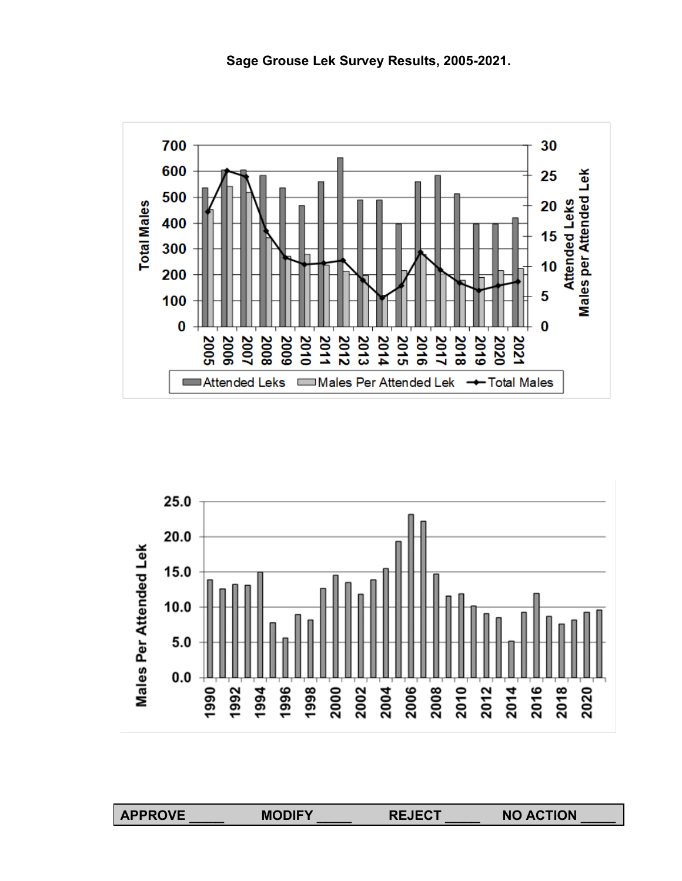**Sage Grouse Lek Survey Results, 2005-2021.**

| APPROVE _____ | MODIFY _____ | REJECT _____ | NO ACTION _____ |
|---|---|---|---|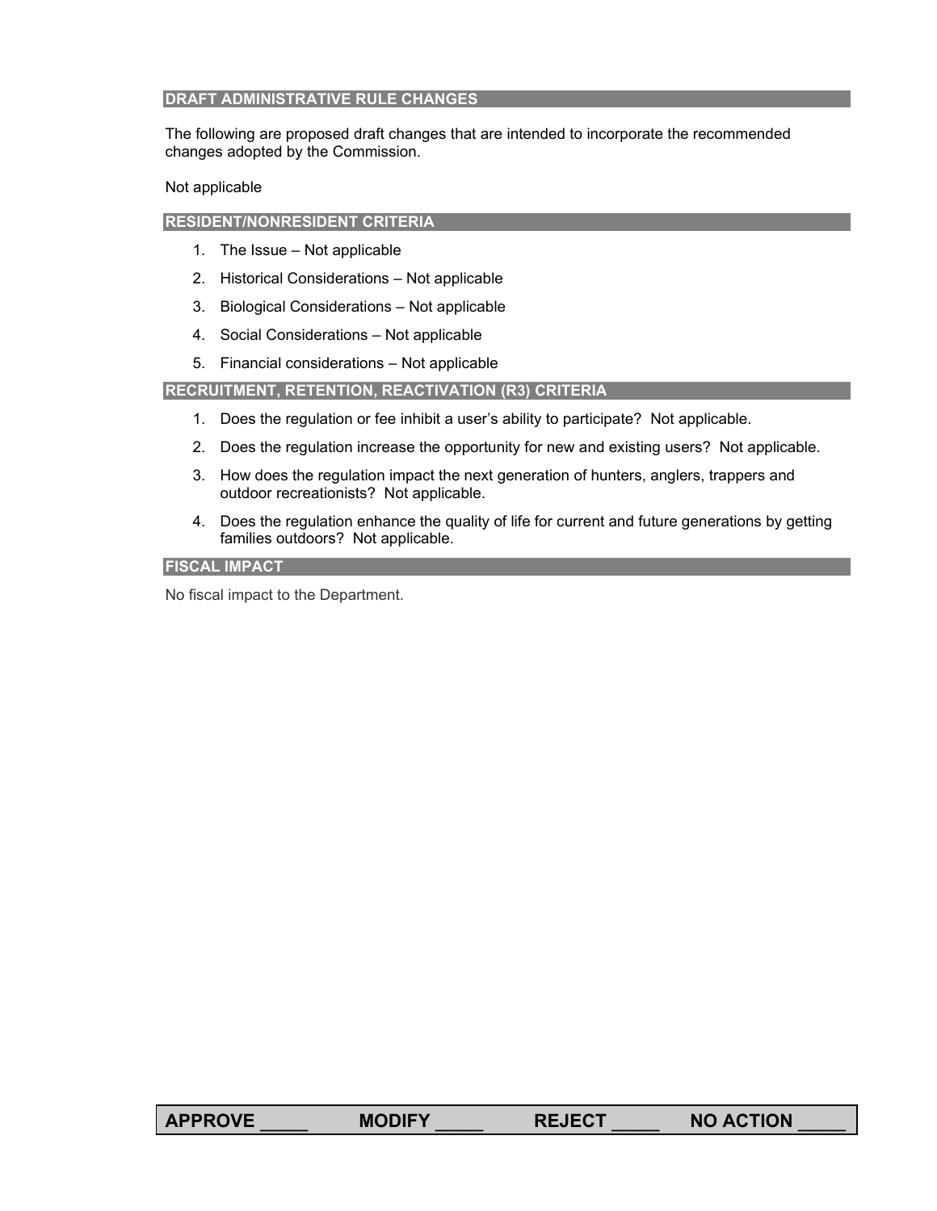## DRAFT ADMINISTRATIVE RULE CHANGES

The following are proposed draft changes that are intended to incorporate the recommended changes adopted by the Commission.

Not applicable

## RESIDENT/NONRESIDENT CRITERIA

1. The Issue – Not applicable
2. Historical Considerations – Not applicable
3. Biological Considerations – Not applicable
4. Social Considerations – Not applicable
5. Financial considerations – Not applicable

## RECRUITMENT, RETENTION, REACTIVATION (R3) CRITERIA

1. Does the regulation or fee inhibit a user's ability to participate? Not applicable.
2. Does the regulation increase the opportunity for new and existing users? Not applicable.
3. How does the regulation impact the next generation of hunters, anglers, trappers and outdoor recreationists? Not applicable.
4. Does the regulation enhance the quality of life for current and future generations by getting families outdoors? Not applicable.

## FISCAL IMPACT

No fiscal impact to the Department.

**APPROVE _____ MODIFY _____ REJECT _____ NO ACTION _____**